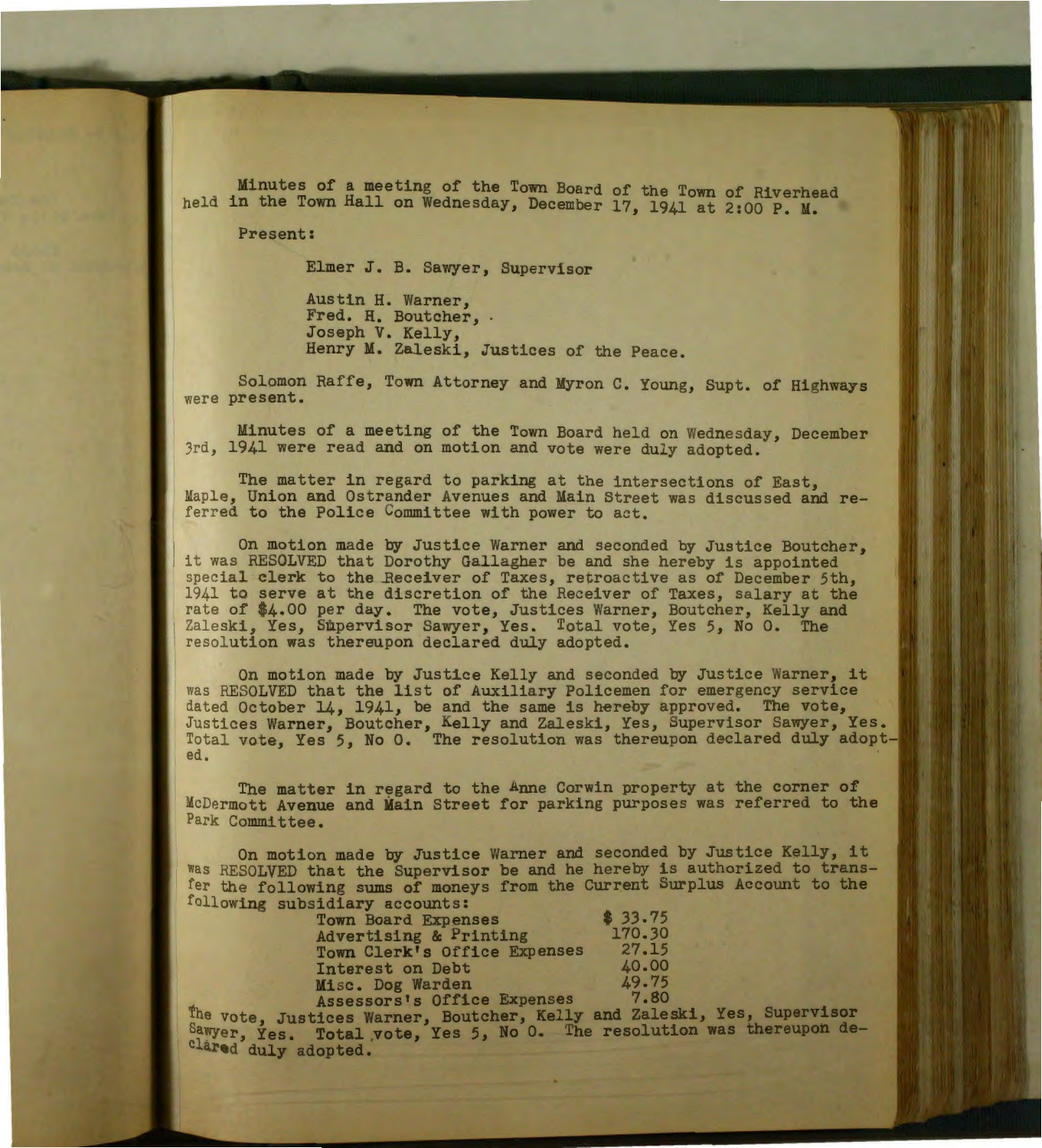Minutes of a meeting of the Town Board of the Town of Riverhead held in the Town Hall on Wednesday, December 17, 1941 at 2:00 P. M.

Present:

Elmer J. B. Sawyer, Supervisor

Austin H. Warner,
Fred. H. Boutcher,
Joseph V. Kelly,
Henry M. Zaleski, Justices of the Peace.

Solomon Raffe, Town Attorney and Myron C. Young, Supt. of Highways were present.

Minutes of a meeting of the Town Board held on Wednesday, December 3rd, 1941 were read and on motion and vote were duly adopted.

The matter in regard to parking at the intersections of East, Maple, Union and Ostrander Avenues and Main Street was discussed and referred to the Police Committee with power to act.

On motion made by Justice Warner and seconded by Justice Boutcher, it was RESOLVED that Dorothy Gallagher be and she hereby is appointed special clerk to the Receiver of Taxes, retroactive as of December 5th, 1941 to serve at the discretion of the Receiver of Taxes, salary at the rate of $4.00 per day. The vote, Justices Warner, Boutcher, Kelly and Zaleski, Yes, Supervisor Sawyer, Yes. Total vote, Yes 5, No 0. The resolution was thereupon declared duly adopted.

On motion made by Justice Kelly and seconded by Justice Warner, it was RESOLVED that the list of Auxiliary Policemen for emergency service dated October 14, 1941, be and the same is hereby approved. The vote, Justices Warner, Boutcher, Kelly and Zaleski, Yes, Supervisor Sawyer, Yes. Total vote, Yes 5, No 0. The resolution was thereupon declared duly adopted.

The matter in regard to the Anne Corwin property at the corner of McDermott Avenue and Main Street for parking purposes was referred to the Park Committee.

On motion made by Justice Warner and seconded by Justice Kelly, it was RESOLVED that the Supervisor be and he hereby is authorized to transfer the following sums of moneys from the Current Surplus Account to the following subsidiary accounts:

| | |
|---|---|
| Town Board Expenses | $ 33.75 |
| Advertising & Printing | 170.30 |
| Town Clerk's Office Expenses | 27.15 |
| Interest on Debt | 40.00 |
| Misc. Dog Warden | 49.75 |
| Assessors's Office Expenses | 7.80 |

The vote, Justices Warner, Boutcher, Kelly and Zaleski, Yes, Supervisor Sawyer, Yes. Total vote, Yes 5, No 0. The resolution was thereupon declared duly adopted.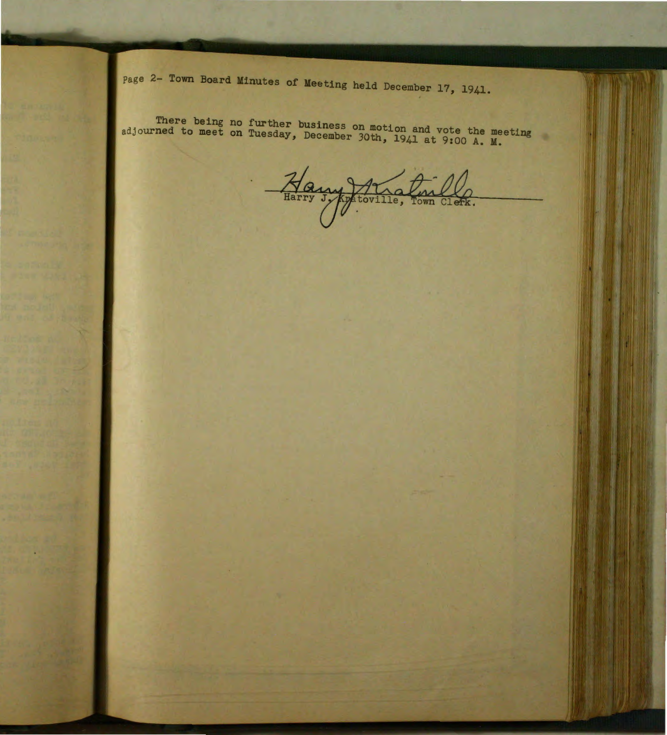Page 2- Town Board Minutes of Meeting held December 17, 1941.

There being no further business on motion and vote the meeting adjourned to meet on Tuesday, December 30th, 1941 at 9:00 A. M.

Harry J. Kratoville, Town Clerk.